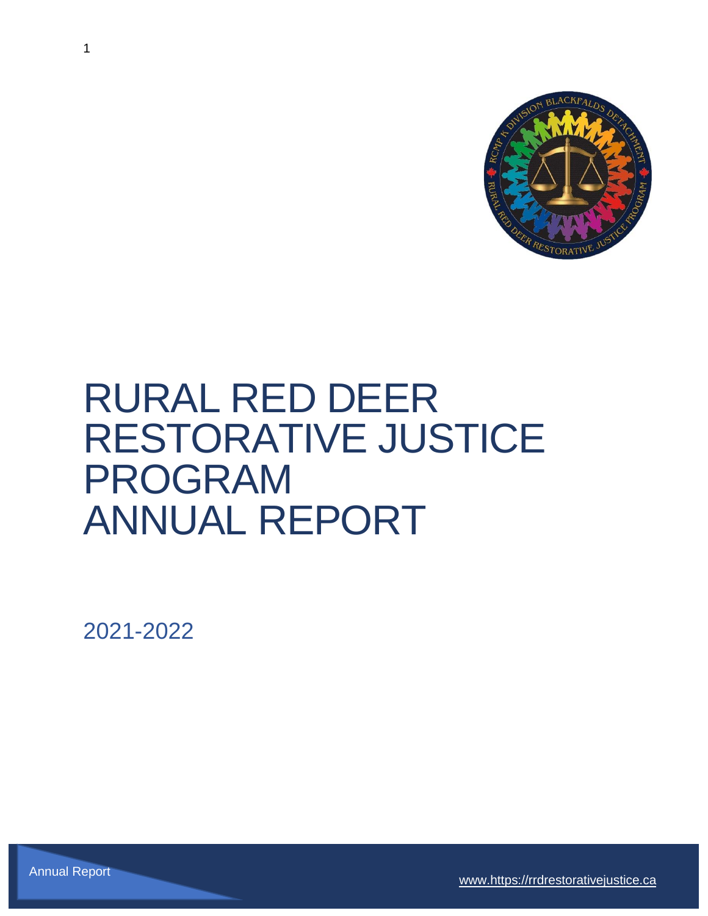# RURAL RED DEER RESTORATIVE JUSTICE PROGRAM ANNUAL REPORT

2021-2022

Annual Report

www.https://rrdrestorativejustice.ca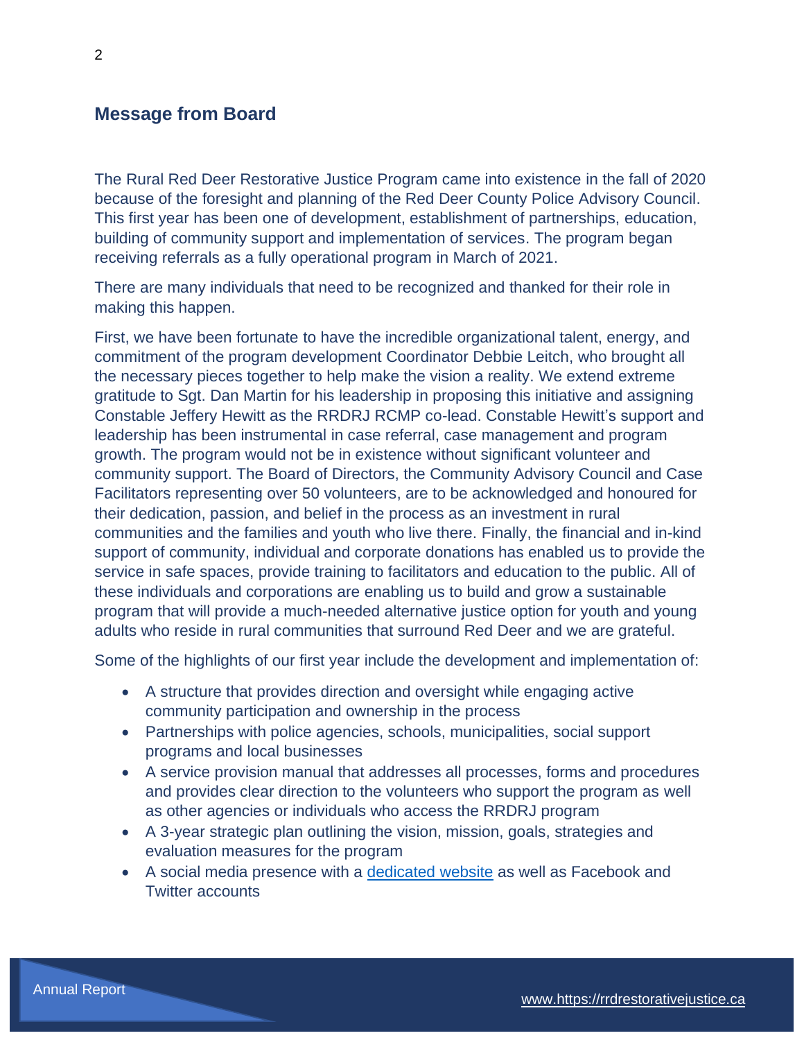## Message from Board

The Rural Red Deer Restorative Justice Program came into existence in the fall of 2020 because of the foresight and planning of the Red Deer County Police Advisory Council. This first year has been one of development, establishment of partnerships, education, building of community support and implementation of services. The program began receiving referrals as a fully operational program in March of 2021.

There are many individuals that need to be recognized and thanked for their role in making this happen.

First, we have been fortunate to have the incredible organizational talent, energy, and commitment of the program development Coordinator Debbie Leitch, who brought all the necessary pieces together to help make the vision a reality. We extend extreme gratitude to Sgt. Dan Martin for his leadership in proposing this initiative and assigning Constable Jeffery Hewitt as the RRDRJ RCMP co-lead. Constable Hewitt's support and leadership has been instrumental in case referral, case management and program growth. The program would not be in existence without significant volunteer and community support. The Board of Directors, the Community Advisory Council and Case Facilitators representing over 50 volunteers, are to be acknowledged and honoured for their dedication, passion, and belief in the process as an investment in rural communities and the families and youth who live there. Finally, the financial and in-kind support of community, individual and corporate donations has enabled us to provide the service in safe spaces, provide training to facilitators and education to the public. All of these individuals and corporations are enabling us to build and grow a sustainable program that will provide a much-needed alternative justice option for youth and young adults who reside in rural communities that surround Red Deer and we are grateful.

Some of the highlights of our first year include the development and implementation of:

- A structure that provides direction and oversight while engaging active community participation and ownership in the process
- Partnerships with police agencies, schools, municipalities, social support programs and local businesses
- A service provision manual that addresses all processes, forms and procedures and provides clear direction to the volunteers who support the program as well as other agencies or individuals who access the RRDRJ program
- A 3-year strategic plan outlining the vision, mission, goals, strategies and evaluation measures for the program
- A social media presence with a dedicated website as well as Facebook and Twitter accounts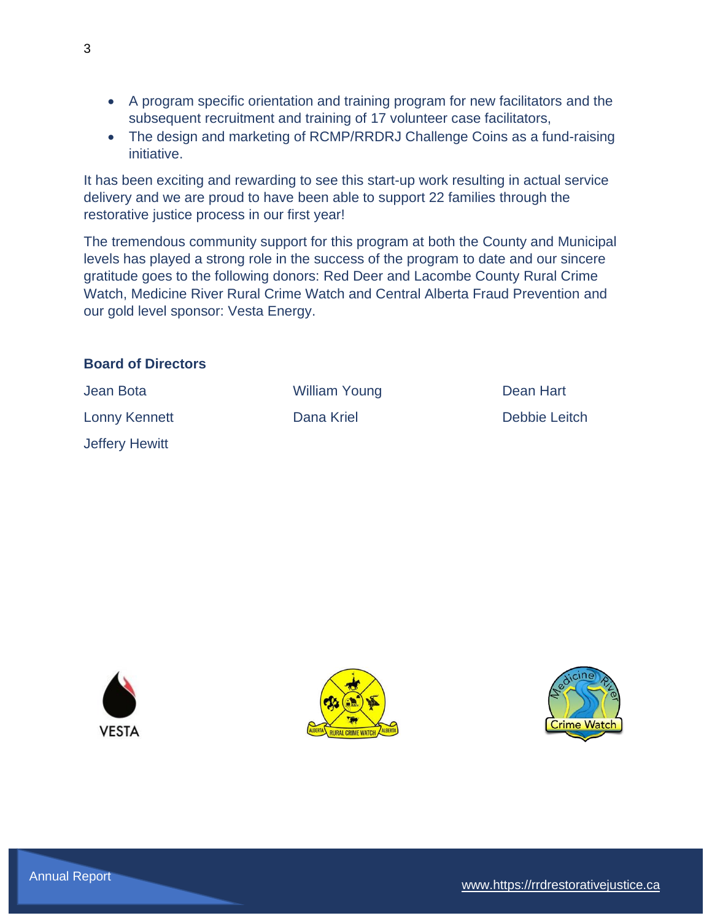- A program specific orientation and training program for new facilitators and the subsequent recruitment and training of 17 volunteer case facilitators,
- The design and marketing of RCMP/RRDRJ Challenge Coins as a fund-raising initiative.

It has been exciting and rewarding to see this start-up work resulting in actual service delivery and we are proud to have been able to support 22 families through the restorative justice process in our first year!

The tremendous community support for this program at both the County and Municipal levels has played a strong role in the success of the program to date and our sincere gratitude goes to the following donors: Red Deer and Lacombe County Rural Crime Watch, Medicine River Rural Crime Watch and Central Alberta Fraud Prevention and our gold level sponsor: Vesta Energy.

**Board of Directors**

| | | |
|---|---|---|
| Jean Bota | William Young | Dean Hart |
| Lonny Kennett | Dana Kriel | Debbie Leitch |
| Jeffery Hewitt | | |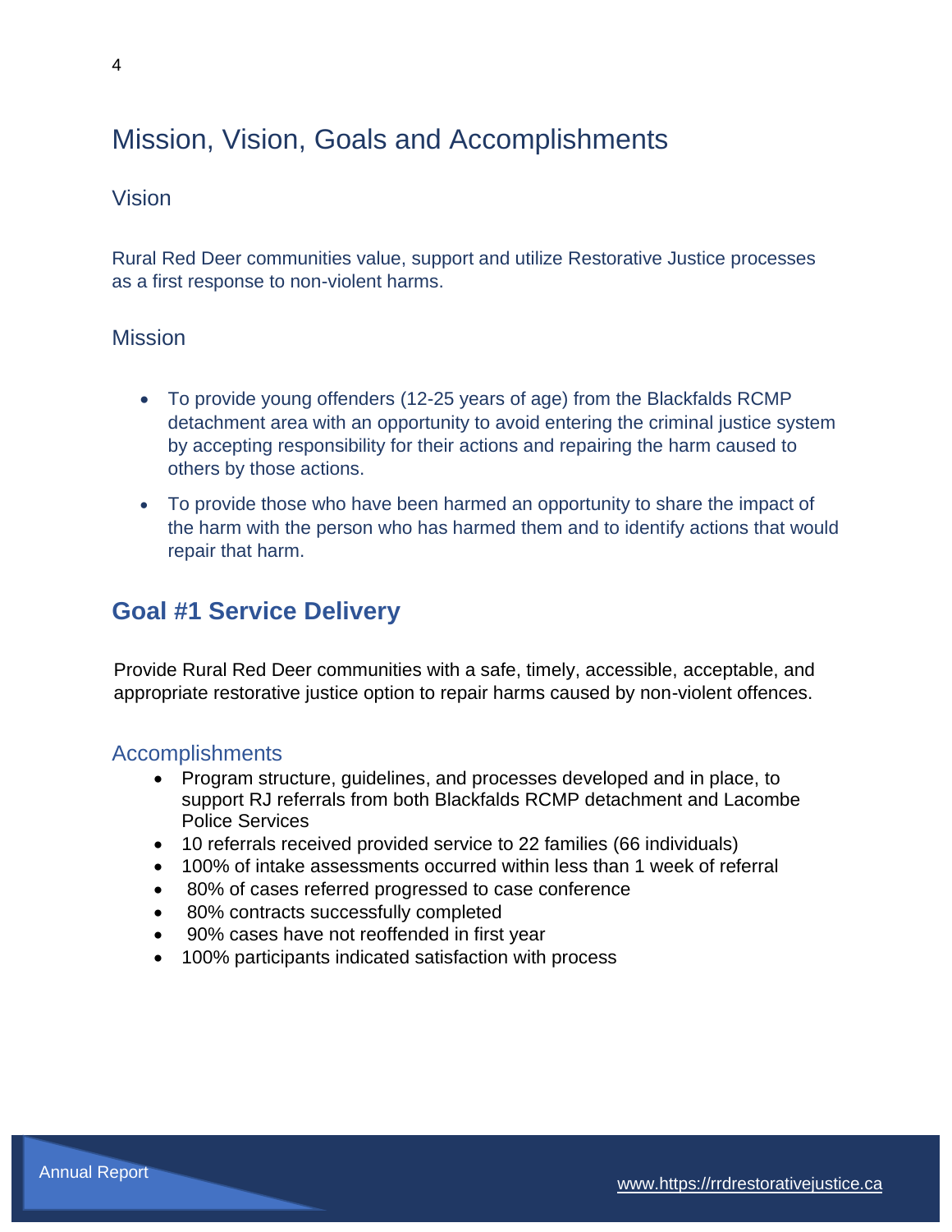# Mission, Vision, Goals and Accomplishments

## Vision

Rural Red Deer communities value, support and utilize Restorative Justice processes as a first response to non-violent harms.

## Mission

- To provide young offenders (12-25 years of age) from the Blackfalds RCMP detachment area with an opportunity to avoid entering the criminal justice system by accepting responsibility for their actions and repairing the harm caused to others by those actions.
- To provide those who have been harmed an opportunity to share the impact of the harm with the person who has harmed them and to identify actions that would repair that harm.

## Goal #1 Service Delivery

Provide Rural Red Deer communities with a safe, timely, accessible, acceptable, and appropriate restorative justice option to repair harms caused by non-violent offences.

### Accomplishments

- Program structure, guidelines, and processes developed and in place, to support RJ referrals from both Blackfalds RCMP detachment and Lacombe Police Services
- 10 referrals received provided service to 22 families (66 individuals)
- 100% of intake assessments occurred within less than 1 week of referral
- 80% of cases referred progressed to case conference
- 80% contracts successfully completed
- 90% cases have not reoffended in first year
- 100% participants indicated satisfaction with process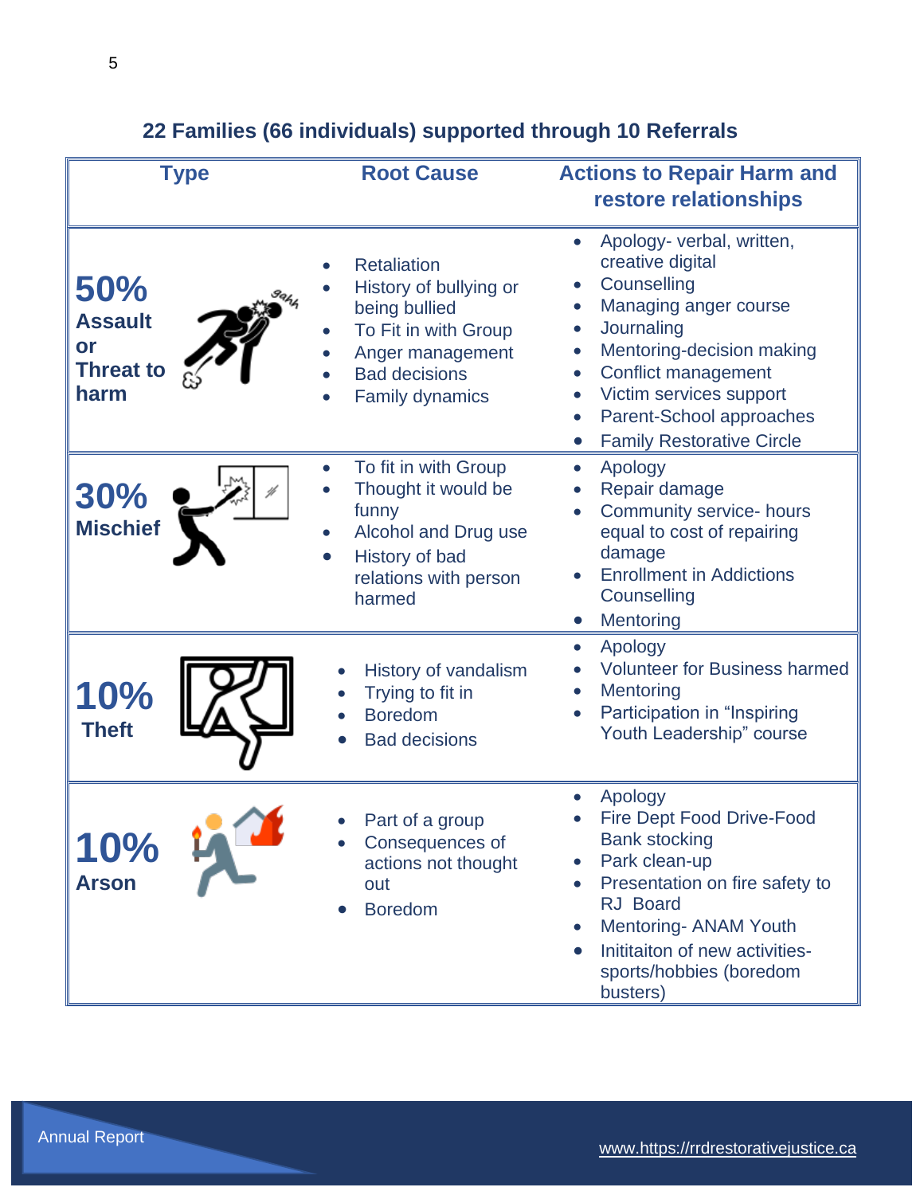## 22 Families (66 individuals) supported through 10 Referrals

| Type | Root Cause | Actions to Repair Harm and restore relationships |
|---|---|---|
| **50% Assault or Threat to harm** | • Retaliation<br>• History of bullying or being bullied<br>• To Fit in with Group<br>• Anger management<br>• Bad decisions<br>• Family dynamics | • Apology- verbal, written, creative digital<br>• Counselling<br>• Managing anger course<br>• Journaling<br>• Mentoring-decision making<br>• Conflict management<br>• Victim services support<br>• Parent-School approaches<br>• Family Restorative Circle |
| **30% Mischief** | • To fit in with Group<br>• Thought it would be funny<br>• Alcohol and Drug use<br>• History of bad relations with person harmed | • Apology<br>• Repair damage<br>• Community service- hours equal to cost of repairing damage<br>• Enrollment in Addictions Counselling<br>• Mentoring |
| **10% Theft** | • History of vandalism<br>• Trying to fit in<br>• Boredom<br>• Bad decisions | • Apology<br>• Volunteer for Business harmed<br>• Mentoring<br>• Participation in "Inspiring Youth Leadership" course |
| **10% Arson** | • Part of a group<br>• Consequences of actions not thought out<br>• Boredom | • Apology<br>• Fire Dept Food Drive-Food Bank stocking<br>• Park clean-up<br>• Presentation on fire safety to RJ Board<br>• Mentoring- ANAM Youth<br>• Inititaiton of new activities- sports/hobbies (boredom busters) |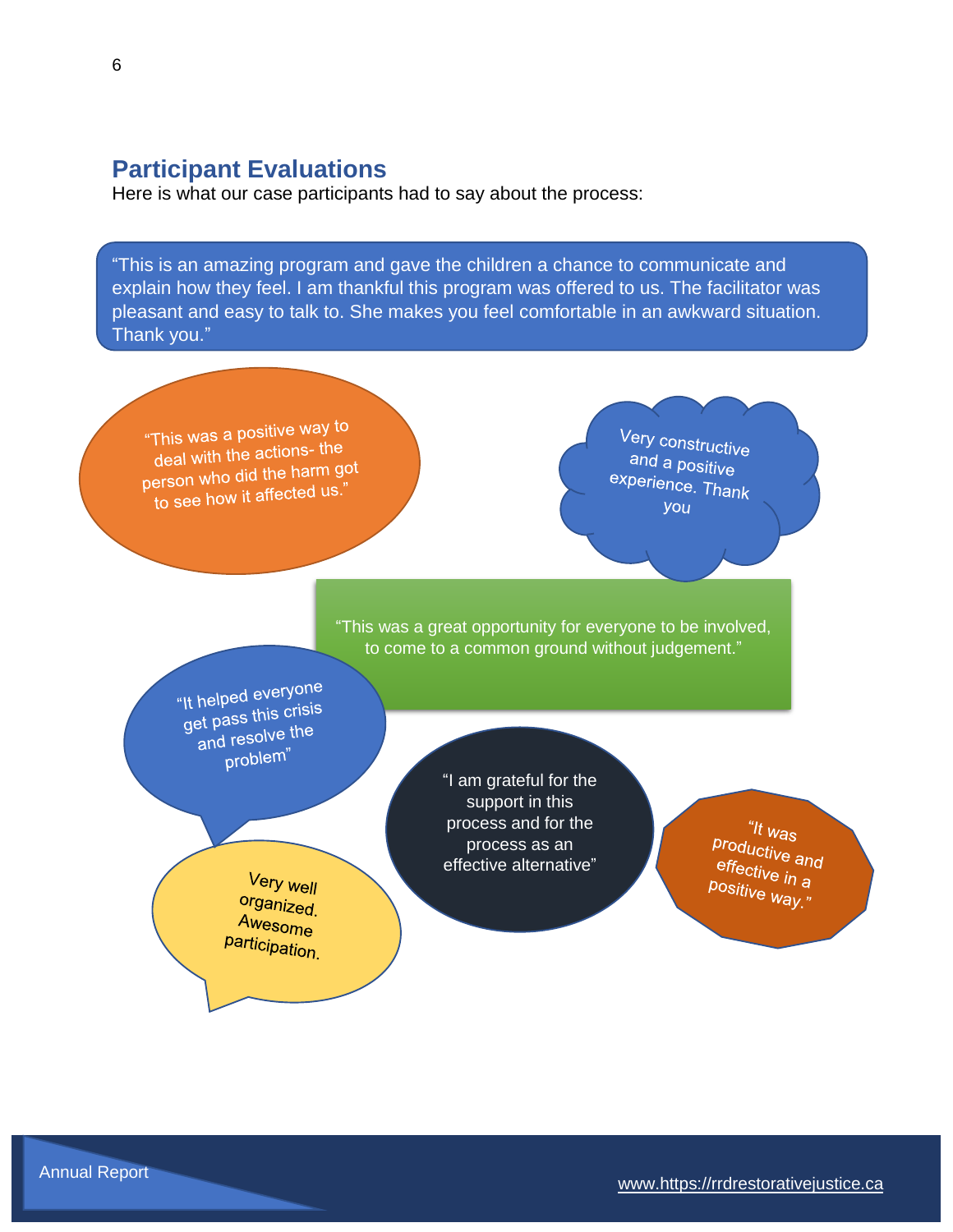## Participant Evaluations

Here is what our case participants had to say about the process:

"This is an amazing program and gave the children a chance to communicate and explain how they feel. I am thankful this program was offered to us. The facilitator was pleasant and easy to talk to. She makes you feel comfortable in an awkward situation. Thank you."

"This was a positive way to deal with the actions- the person who did the harm got to see how it affected us."

Very constructive and a positive experience. Thank you

"This was a great opportunity for everyone to be involved, to come to a common ground without judgement."

"It helped everyone get pass this crisis and resolve the problem"

"I am grateful for the support in this process and for the process as an effective alternative"

"It was productive and effective in a positive way."

Very well organized. Awesome participation.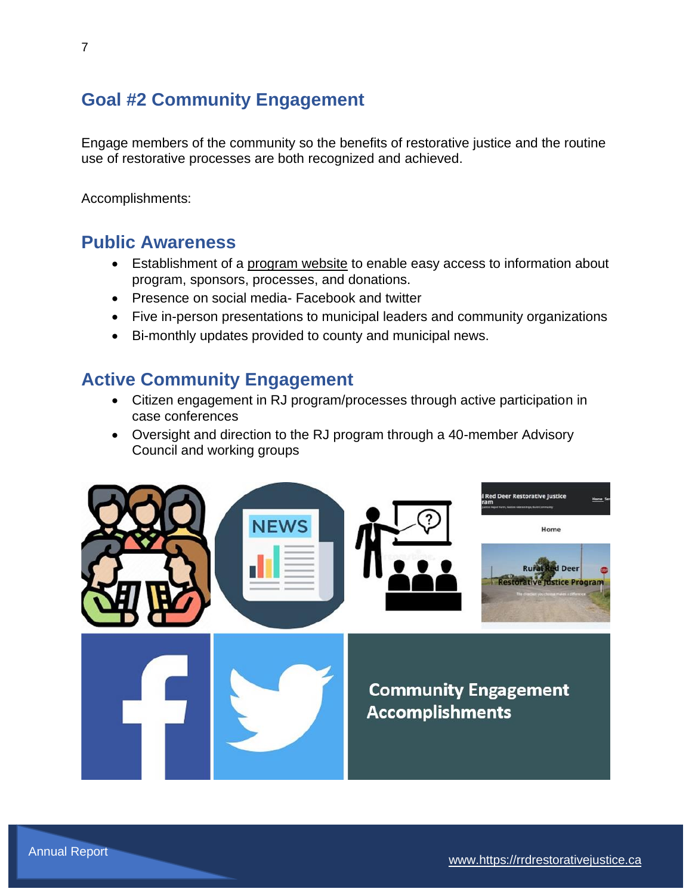## Goal #2 Community Engagement

Engage members of the community so the benefits of restorative justice and the routine use of restorative processes are both recognized and achieved.

Accomplishments:

### Public Awareness

- Establishment of a program website to enable easy access to information about program, sponsors, processes, and donations.
- Presence on social media- Facebook and twitter
- Five in-person presentations to municipal leaders and community organizations
- Bi-monthly updates provided to county and municipal news.

### Active Community Engagement

- Citizen engagement in RJ program/processes through active participation in case conferences
- Oversight and direction to the RJ program through a 40-member Advisory Council and working groups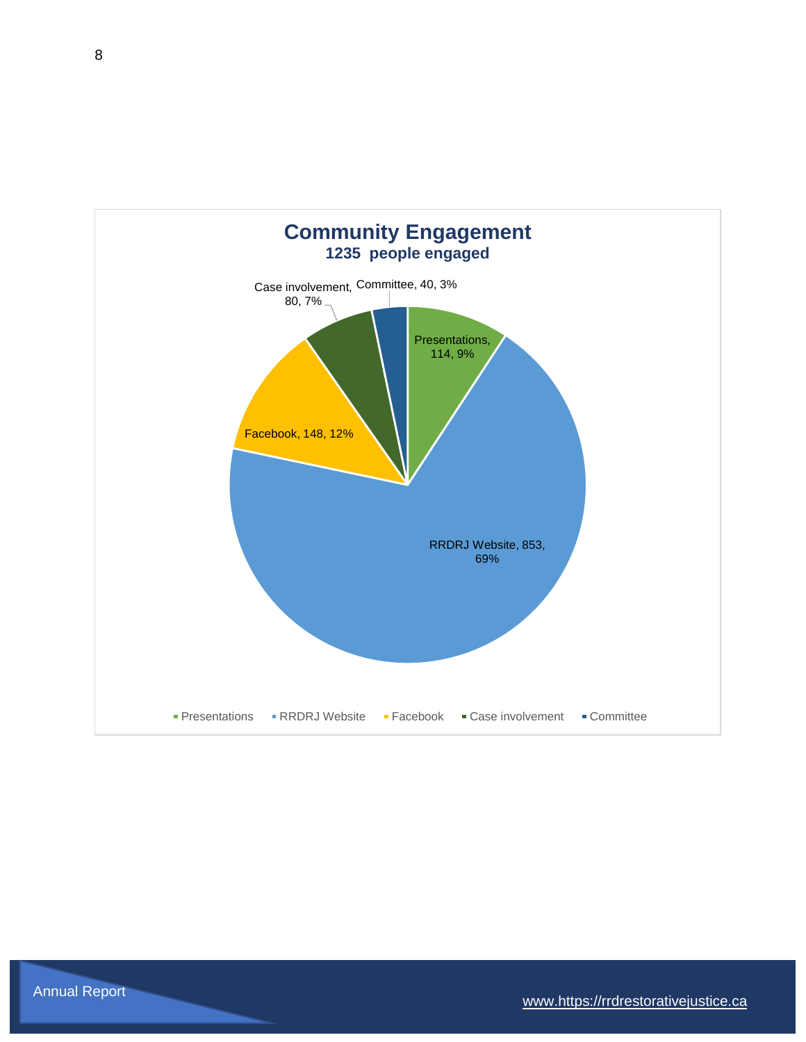## Community Engagement

**1235 people engaged**

| Category | People | Percentage |
|---|---|---|
| Presentations | 114 | 9% |
| RRDRJ Website | 853 | 69% |
| Facebook | 148 | 12% |
| Case involvement | 80 | 7% |
| Committee | 40 | 3% |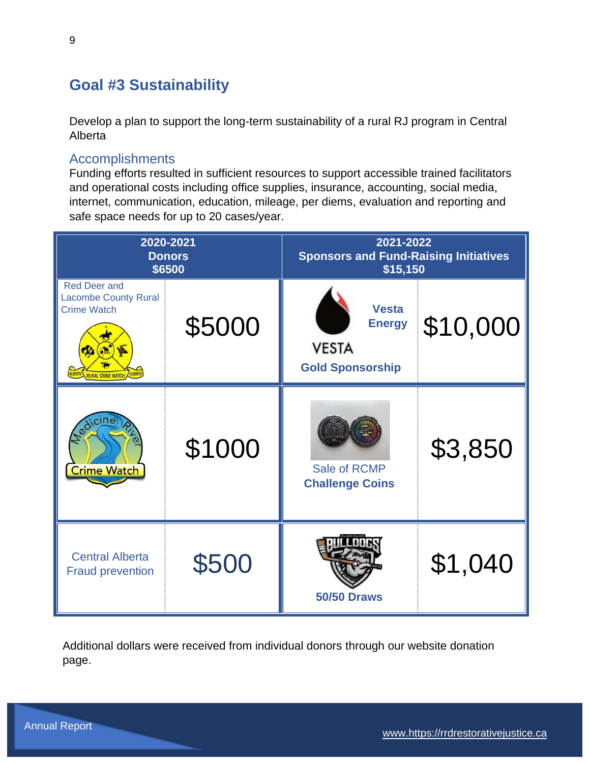## Goal #3 Sustainability

Develop a plan to support the long-term sustainability of a rural RJ program in Central Alberta

### Accomplishments

Funding efforts resulted in sufficient resources to support accessible trained facilitators and operational costs including office supplies, insurance, accounting, social media, internet, communication, education, mileage, per diems, evaluation and reporting and safe space needs for up to 20 cases/year.

| 2020-2021 Donors $6500 | | 2021-2022 Sponsors and Fund-Raising Initiatives $15,150 | |
|---|---|---|---|
| Red Deer and Lacombe County Rural Crime Watch | $5000 | Vesta Energy Gold Sponsorship | $10,000 |
| Medicine River Crime Watch | $1000 | Sale of RCMP Challenge Coins | $3,850 |
| Central Alberta Fraud prevention | $500 | 50/50 Draws | $1,040 |

Additional dollars were received from individual donors through our website donation page.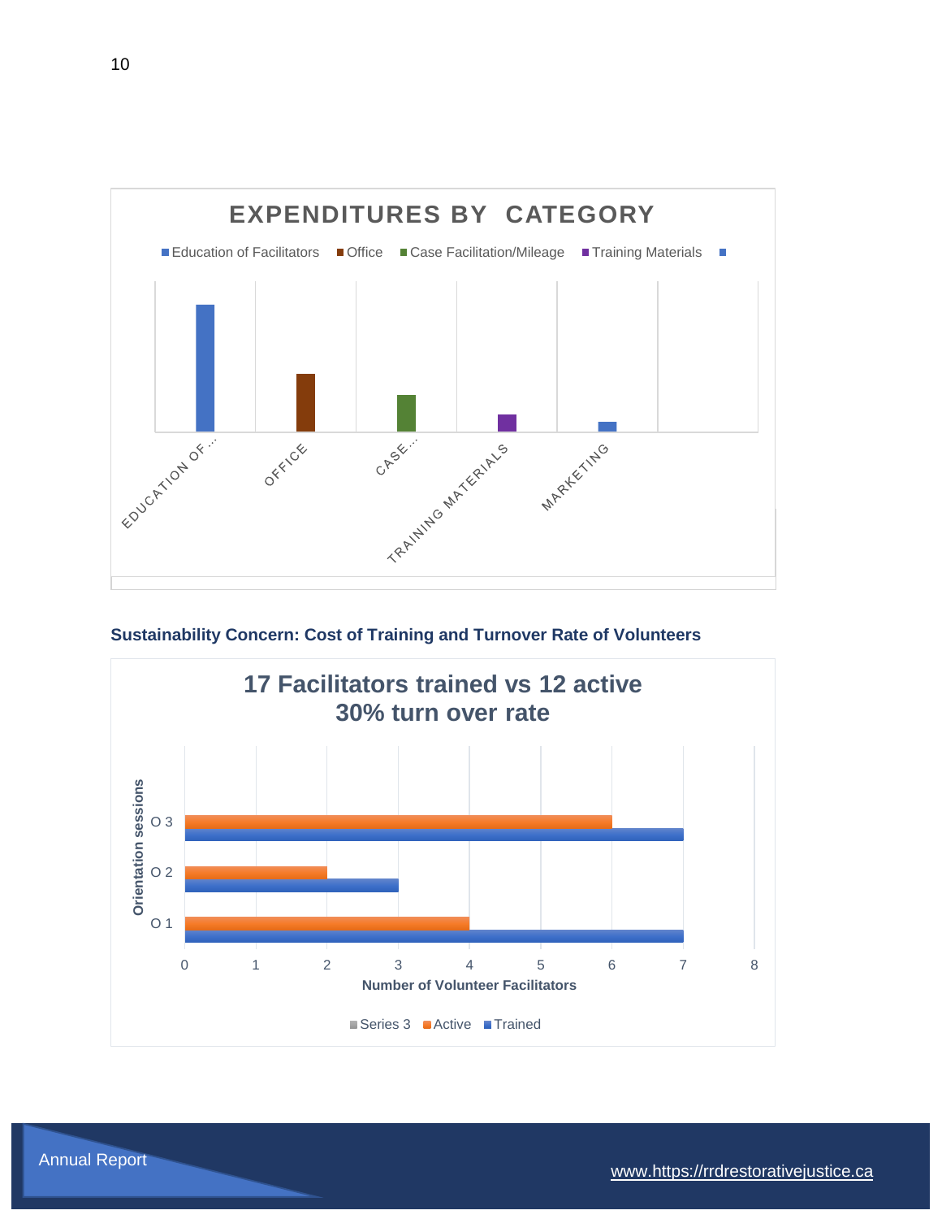**EXPENDITURES BY CATEGORY**

Legend: Education of Facilitators, Office, Case Facilitation/Mileage, Training Materials

Categories: EDUCATION OF..., OFFICE, CASE..., TRAINING MATERIALS, MARKETING

**Sustainability Concern: Cost of Training and Turnover Rate of Volunteers**

**17 Facilitators trained vs 12 active**
**30% turn over rate**

| Orientation sessions | Active | Trained |
|---|---|---|
| O 1 | 4 | 7 |
| O 2 | 2 | 3 |
| O 3 | 6 | 7 |

Number of Volunteer Facilitators

Legend: Series 3, Active, Trained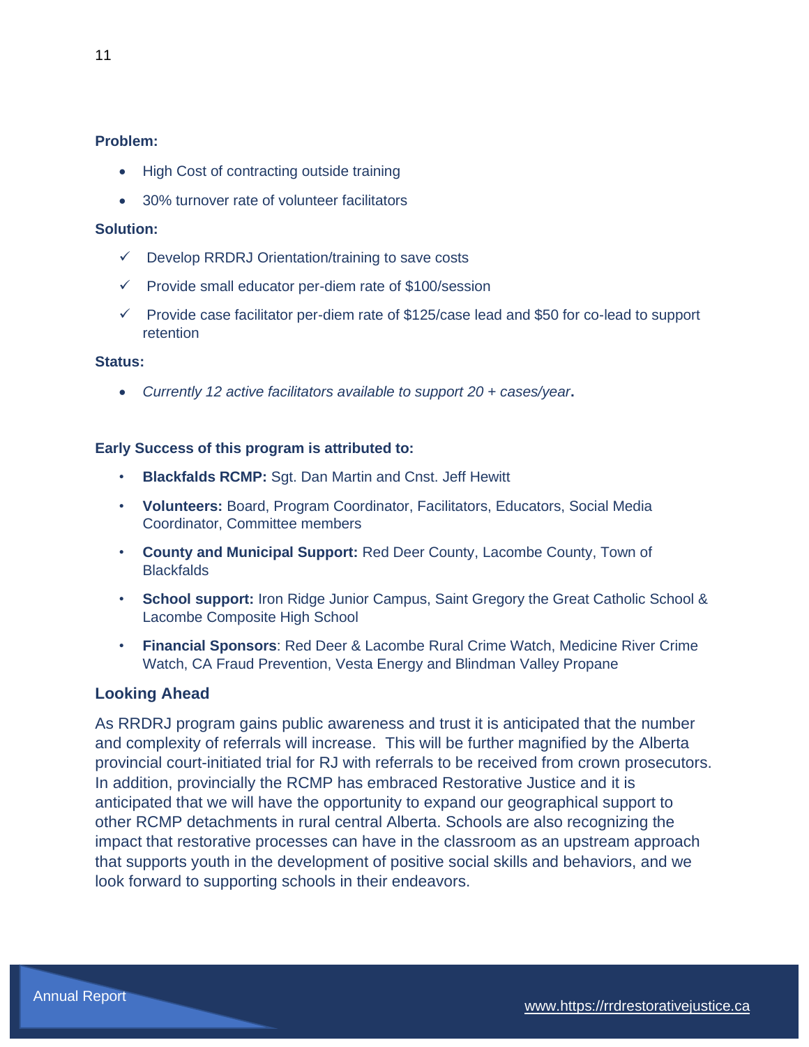**Problem:**

- High Cost of contracting outside training
- 30% turnover rate of volunteer facilitators

**Solution:**

- ✓ Develop RRDRJ Orientation/training to save costs
- ✓ Provide small educator per-diem rate of $100/session
- ✓ Provide case facilitator per-diem rate of $125/case lead and $50 for co-lead to support retention

**Status:**

- *Currently 12 active facilitators available to support 20 + cases/year***.**

**Early Success of this program is attributed to:**

- **Blackfalds RCMP:** Sgt. Dan Martin and Cnst. Jeff Hewitt
- **Volunteers:** Board, Program Coordinator, Facilitators, Educators, Social Media Coordinator, Committee members
- **County and Municipal Support:** Red Deer County, Lacombe County, Town of Blackfalds
- **School support:** Iron Ridge Junior Campus, Saint Gregory the Great Catholic School & Lacombe Composite High School
- **Financial Sponsors**: Red Deer & Lacombe Rural Crime Watch, Medicine River Crime Watch, CA Fraud Prevention, Vesta Energy and Blindman Valley Propane

## Looking Ahead

As RRDRJ program gains public awareness and trust it is anticipated that the number and complexity of referrals will increase. This will be further magnified by the Alberta provincial court-initiated trial for RJ with referrals to be received from crown prosecutors. In addition, provincially the RCMP has embraced Restorative Justice and it is anticipated that we will have the opportunity to expand our geographical support to other RCMP detachments in rural central Alberta. Schools are also recognizing the impact that restorative processes can have in the classroom as an upstream approach that supports youth in the development of positive social skills and behaviors, and we look forward to supporting schools in their endeavors.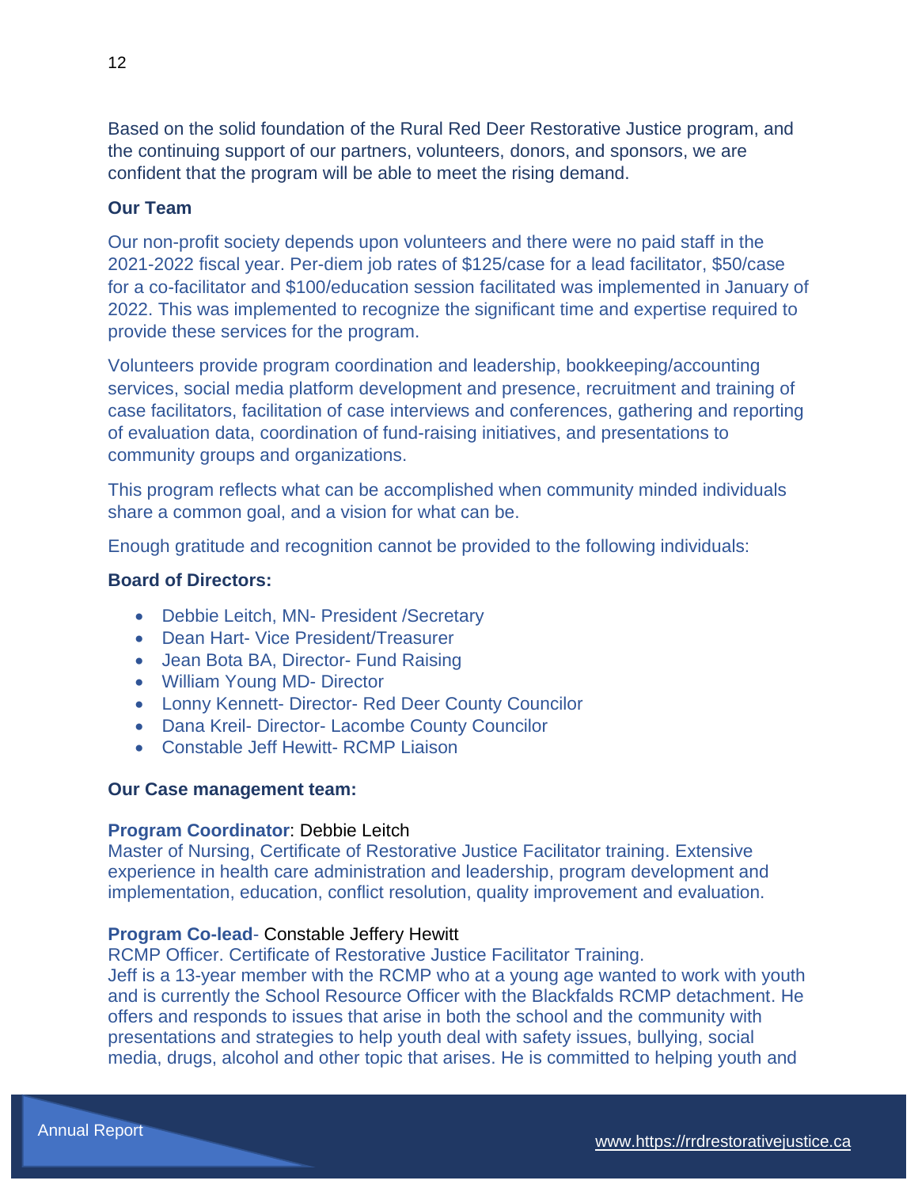Based on the solid foundation of the Rural Red Deer Restorative Justice program, and the continuing support of our partners, volunteers, donors, and sponsors, we are confident that the program will be able to meet the rising demand.

**Our Team**

Our non-profit society depends upon volunteers and there were no paid staff in the 2021-2022 fiscal year. Per-diem job rates of $125/case for a lead facilitator, $50/case for a co-facilitator and $100/education session facilitated was implemented in January of 2022. This was implemented to recognize the significant time and expertise required to provide these services for the program.

Volunteers provide program coordination and leadership, bookkeeping/accounting services, social media platform development and presence, recruitment and training of case facilitators, facilitation of case interviews and conferences, gathering and reporting of evaluation data, coordination of fund-raising initiatives, and presentations to community groups and organizations.

This program reflects what can be accomplished when community minded individuals share a common goal, and a vision for what can be.

Enough gratitude and recognition cannot be provided to the following individuals:

**Board of Directors:**

- Debbie Leitch, MN- President /Secretary
- Dean Hart- Vice President/Treasurer
- Jean Bota BA, Director- Fund Raising
- William Young MD- Director
- Lonny Kennett- Director- Red Deer County Councilor
- Dana Kreil- Director- Lacombe County Councilor
- Constable Jeff Hewitt- RCMP Liaison

**Our Case management team:**

**Program Coordinator**: Debbie Leitch
Master of Nursing, Certificate of Restorative Justice Facilitator training. Extensive experience in health care administration and leadership, program development and implementation, education, conflict resolution, quality improvement and evaluation.

**Program Co-lead**- Constable Jeffery Hewitt
RCMP Officer. Certificate of Restorative Justice Facilitator Training.
Jeff is a 13-year member with the RCMP who at a young age wanted to work with youth and is currently the School Resource Officer with the Blackfalds RCMP detachment. He offers and responds to issues that arise in both the school and the community with presentations and strategies to help youth deal with safety issues, bullying, social media, drugs, alcohol and other topic that arises. He is committed to helping youth and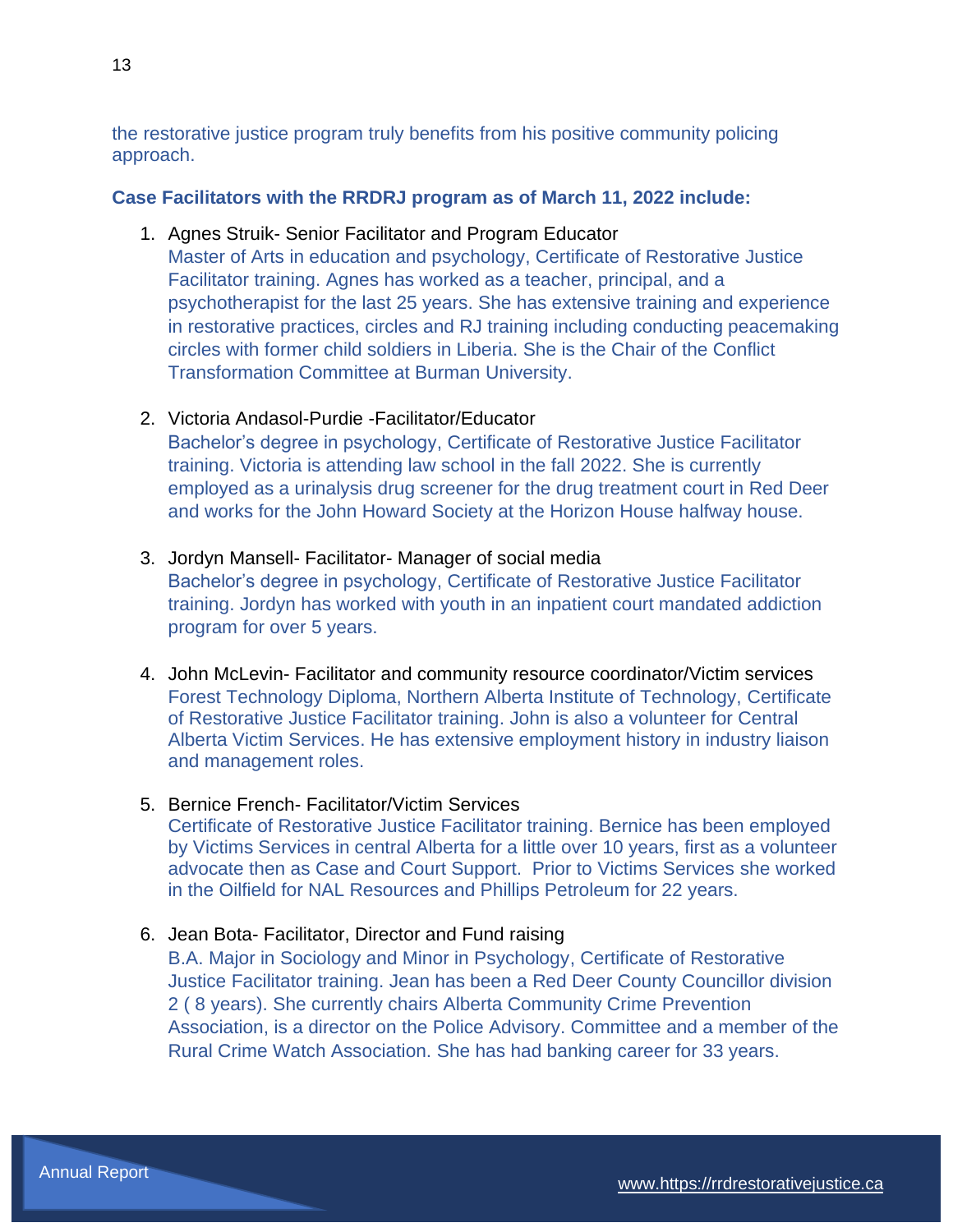the restorative justice program truly benefits from his positive community policing approach.

**Case Facilitators with the RRDRJ program as of March 11, 2022 include:**

1. Agnes Struik- Senior Facilitator and Program Educator
   Master of Arts in education and psychology, Certificate of Restorative Justice Facilitator training. Agnes has worked as a teacher, principal, and a psychotherapist for the last 25 years. She has extensive training and experience in restorative practices, circles and RJ training including conducting peacemaking circles with former child soldiers in Liberia. She is the Chair of the Conflict Transformation Committee at Burman University.

2. Victoria Andasol-Purdie -Facilitator/Educator
   Bachelor's degree in psychology, Certificate of Restorative Justice Facilitator training. Victoria is attending law school in the fall 2022. She is currently employed as a urinalysis drug screener for the drug treatment court in Red Deer and works for the John Howard Society at the Horizon House halfway house.

3. Jordyn Mansell- Facilitator- Manager of social media
   Bachelor's degree in psychology, Certificate of Restorative Justice Facilitator training. Jordyn has worked with youth in an inpatient court mandated addiction program for over 5 years.

4. John McLevin- Facilitator and community resource coordinator/Victim services
   Forest Technology Diploma, Northern Alberta Institute of Technology, Certificate of Restorative Justice Facilitator training. John is also a volunteer for Central Alberta Victim Services. He has extensive employment history in industry liaison and management roles.

5. Bernice French- Facilitator/Victim Services
   Certificate of Restorative Justice Facilitator training. Bernice has been employed by Victims Services in central Alberta for a little over 10 years, first as a volunteer advocate then as Case and Court Support. Prior to Victims Services she worked in the Oilfield for NAL Resources and Phillips Petroleum for 22 years.

6. Jean Bota- Facilitator, Director and Fund raising
   B.A. Major in Sociology and Minor in Psychology, Certificate of Restorative Justice Facilitator training. Jean has been a Red Deer County Councillor division 2 ( 8 years). She currently chairs Alberta Community Crime Prevention Association, is a director on the Police Advisory. Committee and a member of the Rural Crime Watch Association. She has had banking career for 33 years.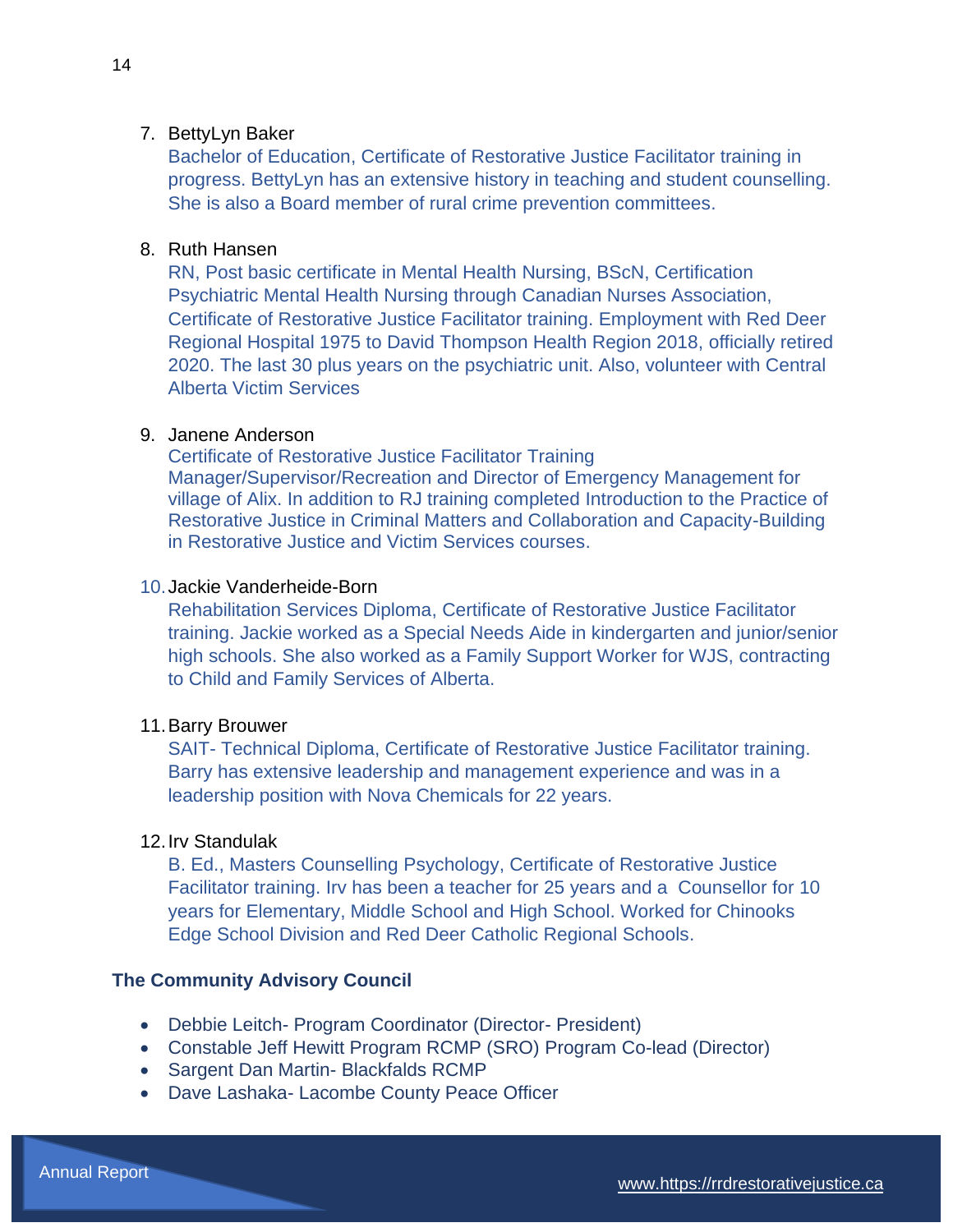7. BettyLyn Baker
   Bachelor of Education, Certificate of Restorative Justice Facilitator training in progress. BettyLyn has an extensive history in teaching and student counselling. She is also a Board member of rural crime prevention committees.

8. Ruth Hansen
   RN, Post basic certificate in Mental Health Nursing, BScN, Certification Psychiatric Mental Health Nursing through Canadian Nurses Association, Certificate of Restorative Justice Facilitator training. Employment with Red Deer Regional Hospital 1975 to David Thompson Health Region 2018, officially retired 2020. The last 30 plus years on the psychiatric unit. Also, volunteer with Central Alberta Victim Services

9. Janene Anderson
   Certificate of Restorative Justice Facilitator Training
   Manager/Supervisor/Recreation and Director of Emergency Management for village of Alix. In addition to RJ training completed Introduction to the Practice of Restorative Justice in Criminal Matters and Collaboration and Capacity-Building in Restorative Justice and Victim Services courses.

10. Jackie Vanderheide-Born
    Rehabilitation Services Diploma, Certificate of Restorative Justice Facilitator training. Jackie worked as a Special Needs Aide in kindergarten and junior/senior high schools. She also worked as a Family Support Worker for WJS, contracting to Child and Family Services of Alberta.

11. Barry Brouwer
    SAIT- Technical Diploma, Certificate of Restorative Justice Facilitator training. Barry has extensive leadership and management experience and was in a leadership position with Nova Chemicals for 22 years.

12. Irv Standulak
    B. Ed., Masters Counselling Psychology, Certificate of Restorative Justice Facilitator training. Irv has been a teacher for 25 years and a Counsellor for 10 years for Elementary, Middle School and High School. Worked for Chinooks Edge School Division and Red Deer Catholic Regional Schools.

**The Community Advisory Council**

- Debbie Leitch- Program Coordinator (Director- President)
- Constable Jeff Hewitt Program RCMP (SRO) Program Co-lead (Director)
- Sargent Dan Martin- Blackfalds RCMP
- Dave Lashaka- Lacombe County Peace Officer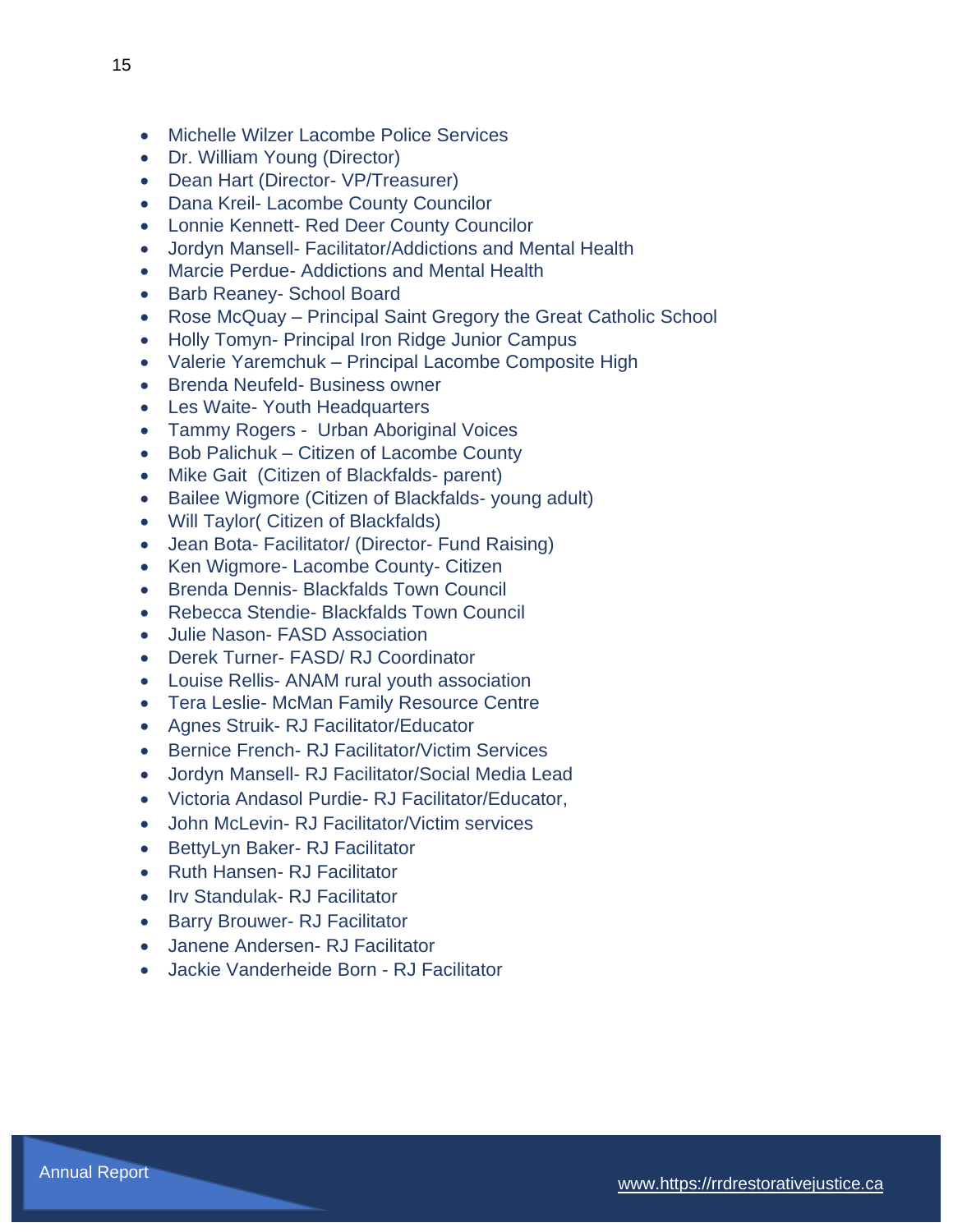- Michelle Wilzer Lacombe Police Services
- Dr. William Young (Director)
- Dean Hart (Director- VP/Treasurer)
- Dana Kreil- Lacombe County Councilor
- Lonnie Kennett- Red Deer County Councilor
- Jordyn Mansell- Facilitator/Addictions and Mental Health
- Marcie Perdue- Addictions and Mental Health
- Barb Reaney- School Board
- Rose McQuay – Principal Saint Gregory the Great Catholic School
- Holly Tomyn- Principal Iron Ridge Junior Campus
- Valerie Yaremchuk – Principal Lacombe Composite High
- Brenda Neufeld- Business owner
- Les Waite- Youth Headquarters
- Tammy Rogers - Urban Aboriginal Voices
- Bob Palichuk – Citizen of Lacombe County
- Mike Gait (Citizen of Blackfalds- parent)
- Bailee Wigmore (Citizen of Blackfalds- young adult)
- Will Taylor( Citizen of Blackfalds)
- Jean Bota- Facilitator/ (Director- Fund Raising)
- Ken Wigmore- Lacombe County- Citizen
- Brenda Dennis- Blackfalds Town Council
- Rebecca Stendie- Blackfalds Town Council
- Julie Nason- FASD Association
- Derek Turner- FASD/ RJ Coordinator
- Louise Rellis- ANAM rural youth association
- Tera Leslie- McMan Family Resource Centre
- Agnes Struik- RJ Facilitator/Educator
- Bernice French- RJ Facilitator/Victim Services
- Jordyn Mansell- RJ Facilitator/Social Media Lead
- Victoria Andasol Purdie- RJ Facilitator/Educator,
- John McLevin- RJ Facilitator/Victim services
- BettyLyn Baker- RJ Facilitator
- Ruth Hansen- RJ Facilitator
- Irv Standulak- RJ Facilitator
- Barry Brouwer- RJ Facilitator
- Janene Andersen- RJ Facilitator
- Jackie Vanderheide Born - RJ Facilitator